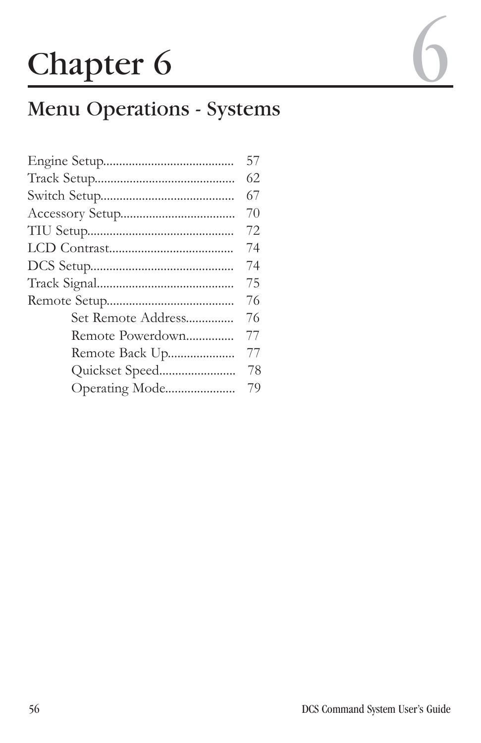# Chapter 6

## Menu Operations - Systems

Engine Setup......................................... 57
Track Setup........................................... 62
Switch Setup......................................... 67
Accessory Setup.................................... 70
TIU Setup............................................. 72
LCD Contrast........................................ 74
DCS Setup............................................ 74
Track Signal.......................................... 75
Remote Setup........................................ 76
- Set Remote Address............... 76
- Remote Powerdown............... 77
- Remote Back Up..................... 77
- Quickset Speed........................ 78
- Operating Mode...................... 79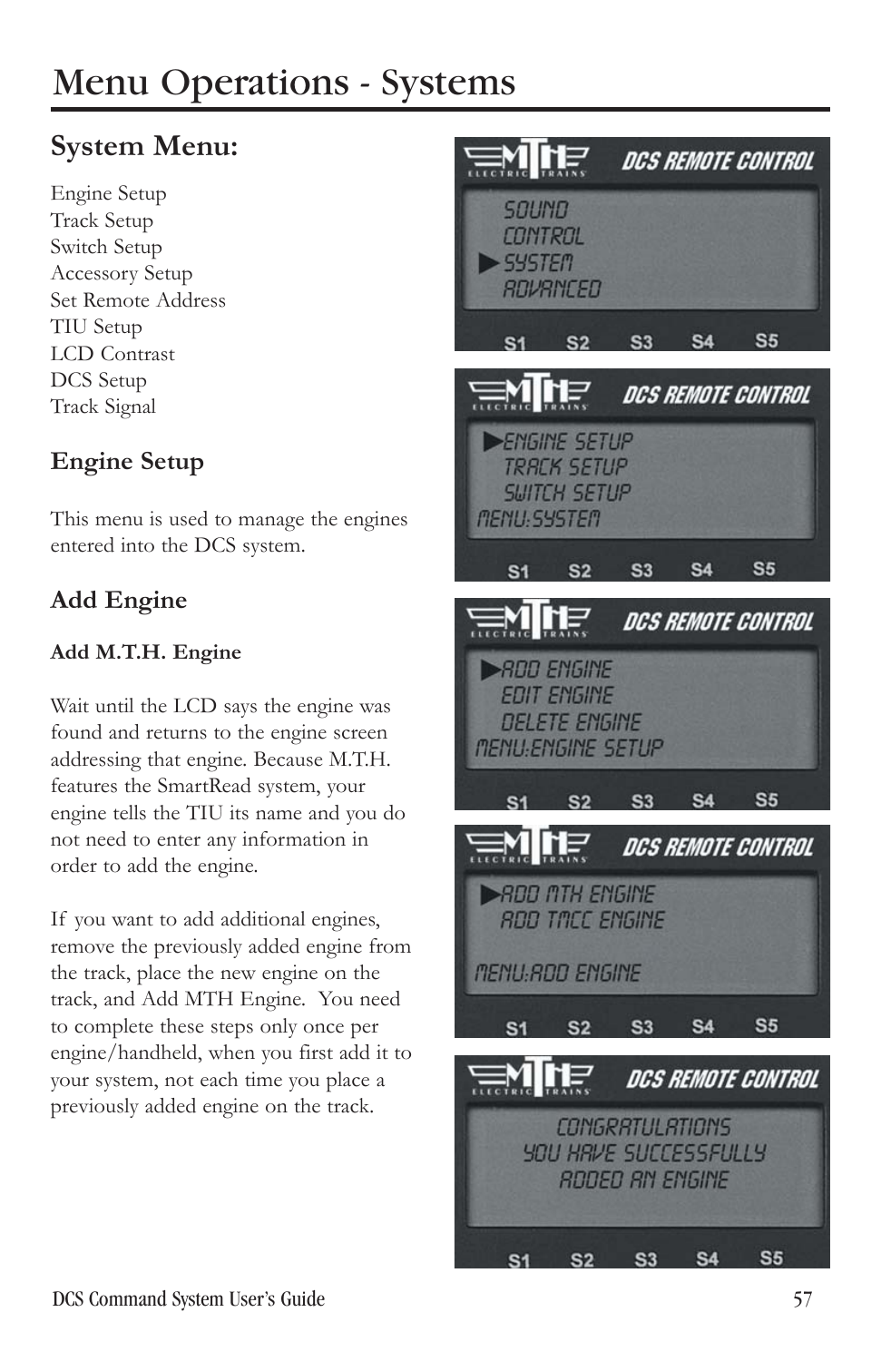# Menu Operations - Systems

## System Menu:

Engine Setup
Track Setup
Switch Setup
Accessory Setup
Set Remote Address
TIU Setup
LCD Contrast
DCS Setup
Track Signal

### Engine Setup

This menu is used to manage the engines entered into the DCS system.

### Add Engine

**Add M.T.H. Engine**

Wait until the LCD says the engine was found and returns to the engine screen addressing that engine. Because M.T.H. features the SmartRead system, your engine tells the TIU its name and you do not need to enter any information in order to add the engine.

If you want to add additional engines, remove the previously added engine from the track, place the new engine on the track, and Add MTH Engine. You need to complete these steps only once per engine/handheld, when you first add it to your system, not each time you place a previously added engine on the track.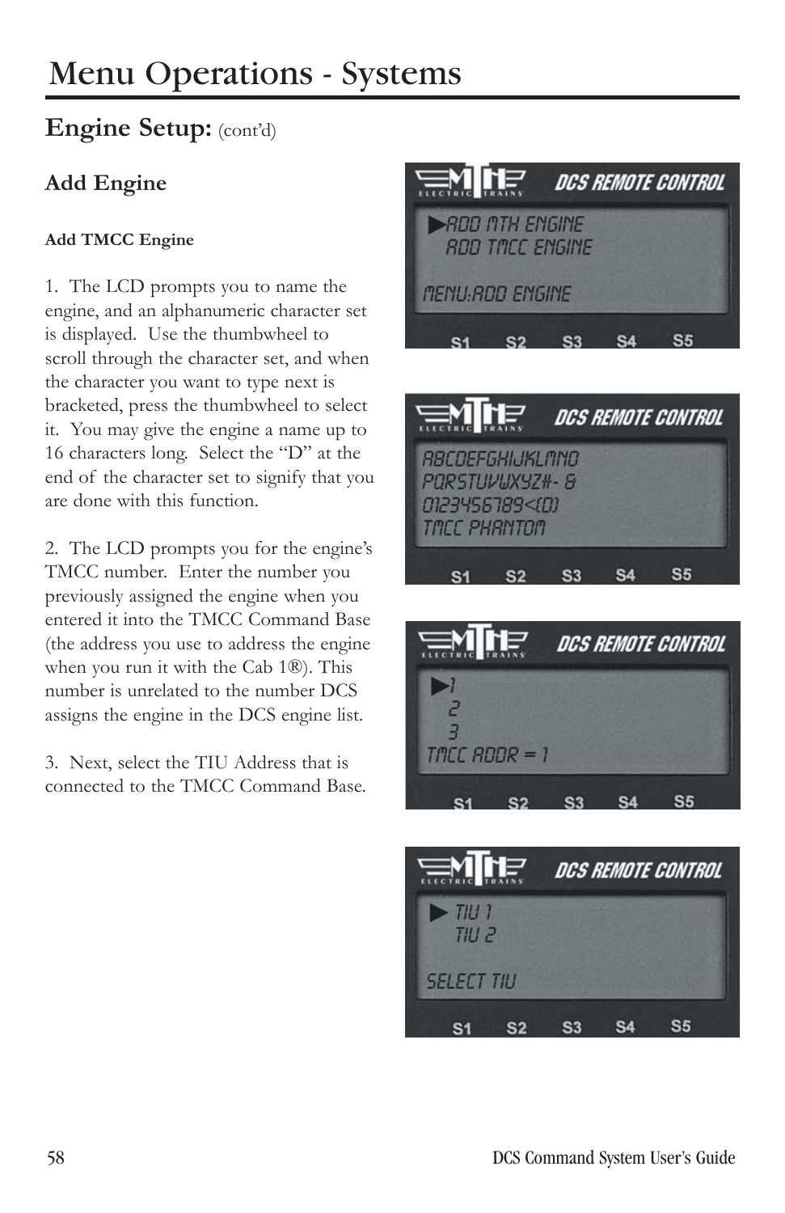# Menu Operations - Systems

## Engine Setup: (cont'd)

### Add Engine

**Add TMCC Engine**

1. The LCD prompts you to name the engine, and an alphanumeric character set is displayed. Use the thumbwheel to scroll through the character set, and when the character you want to type next is bracketed, press the thumbwheel to select it. You may give the engine a name up to 16 characters long. Select the "D" at the end of the character set to signify that you are done with this function.

2. The LCD prompts you for the engine's TMCC number. Enter the number you previously assigned the engine when you entered it into the TMCC Command Base (the address you use to address the engine when you run it with the Cab 1®). This number is unrelated to the number DCS assigns the engine in the DCS engine list.

3. Next, select the TIU Address that is connected to the TMCC Command Base.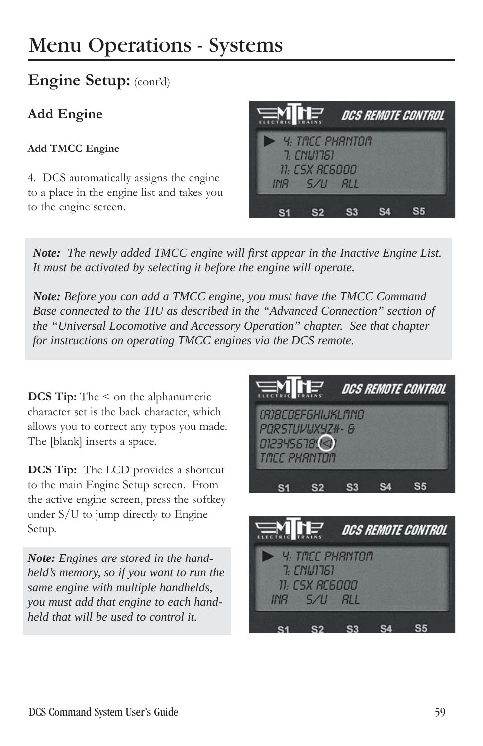# Menu Operations - Systems

## Engine Setup: (cont'd)

### Add Engine

#### Add TMCC Engine

4. DCS automatically assigns the engine to a place in the engine list and takes you to the engine screen.

> ***Note:*** *The newly added TMCC engine will first appear in the Inactive Engine List. It must be activated by selecting it before the engine will operate.*
>
> ***Note:*** *Before you can add a TMCC engine, you must have the TMCC Command Base connected to the TIU as described in the "Advanced Connection" section of the "Universal Locomotive and Accessory Operation" chapter. See that chapter for instructions on operating TMCC engines via the DCS remote.*

**DCS Tip:** The < on the alphanumeric character set is the back character, which allows you to correct any typos you made. The [blank] inserts a space.

**DCS Tip:** The LCD provides a shortcut to the main Engine Setup screen. From the active engine screen, press the softkey under S/U to jump directly to Engine Setup.

> ***Note:*** *Engines are stored in the hand-held's memory, so if you want to run the same engine with multiple handhelds, you must add that engine to each hand-held that will be used to control it.*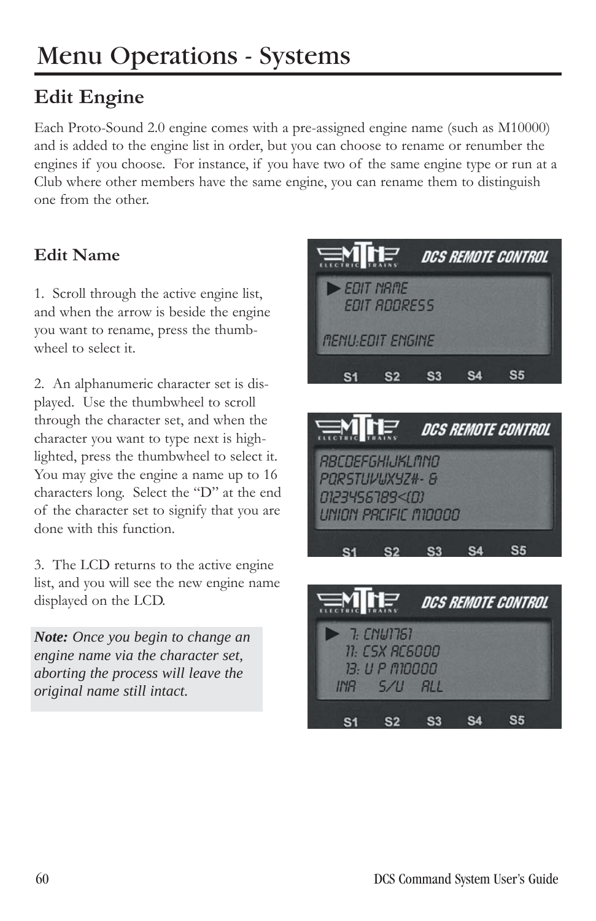# Menu Operations - Systems

## Edit Engine

Each Proto-Sound 2.0 engine comes with a pre-assigned engine name (such as M10000) and is added to the engine list in order, but you can choose to rename or renumber the engines if you choose. For instance, if you have two of the same engine type or run at a Club where other members have the same engine, you can rename them to distinguish one from the other.

### Edit Name

1. Scroll through the active engine list, and when the arrow is beside the engine you want to rename, press the thumbwheel to select it.

2. An alphanumeric character set is displayed. Use the thumbwheel to scroll through the character set, and when the character you want to type next is highlighted, press the thumbwheel to select it. You may give the engine a name up to 16 characters long. Select the "D" at the end of the character set to signify that you are done with this function.

3. The LCD returns to the active engine list, and you will see the new engine name displayed on the LCD.

***Note:*** *Once you begin to change an engine name via the character set, aborting the process will leave the original name still intact.*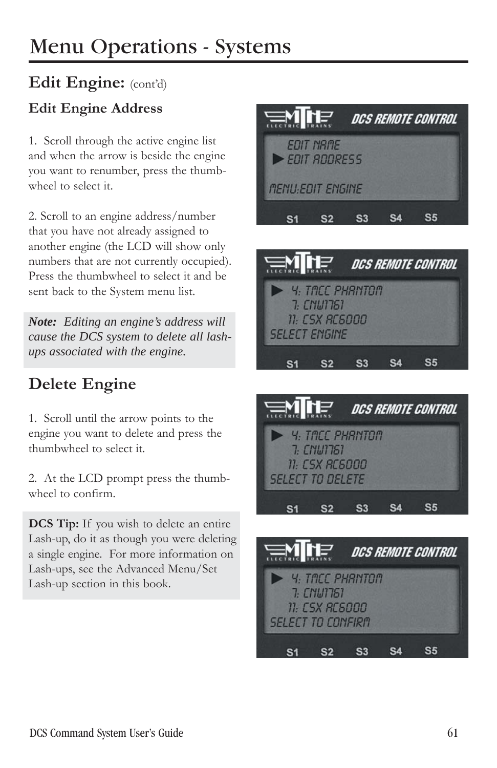# Menu Operations - Systems

## Edit Engine: (cont'd)

### Edit Engine Address

1. Scroll through the active engine list and when the arrow is beside the engine you want to renumber, press the thumbwheel to select it.

2. Scroll to an engine address/number that you have not already assigned to another engine (the LCD will show only numbers that are not currently occupied). Press the thumbwheel to select it and be sent back to the System menu list.

***Note:*** *Editing an engine's address will cause the DCS system to delete all lash-ups associated with the engine.*

## Delete Engine

1. Scroll until the arrow points to the engine you want to delete and press the thumbwheel to select it.

2. At the LCD prompt press the thumbwheel to confirm.

**DCS Tip:** If you wish to delete an entire Lash-up, do it as though you were deleting a single engine. For more information on Lash-ups, see the Advanced Menu/Set Lash-up section in this book.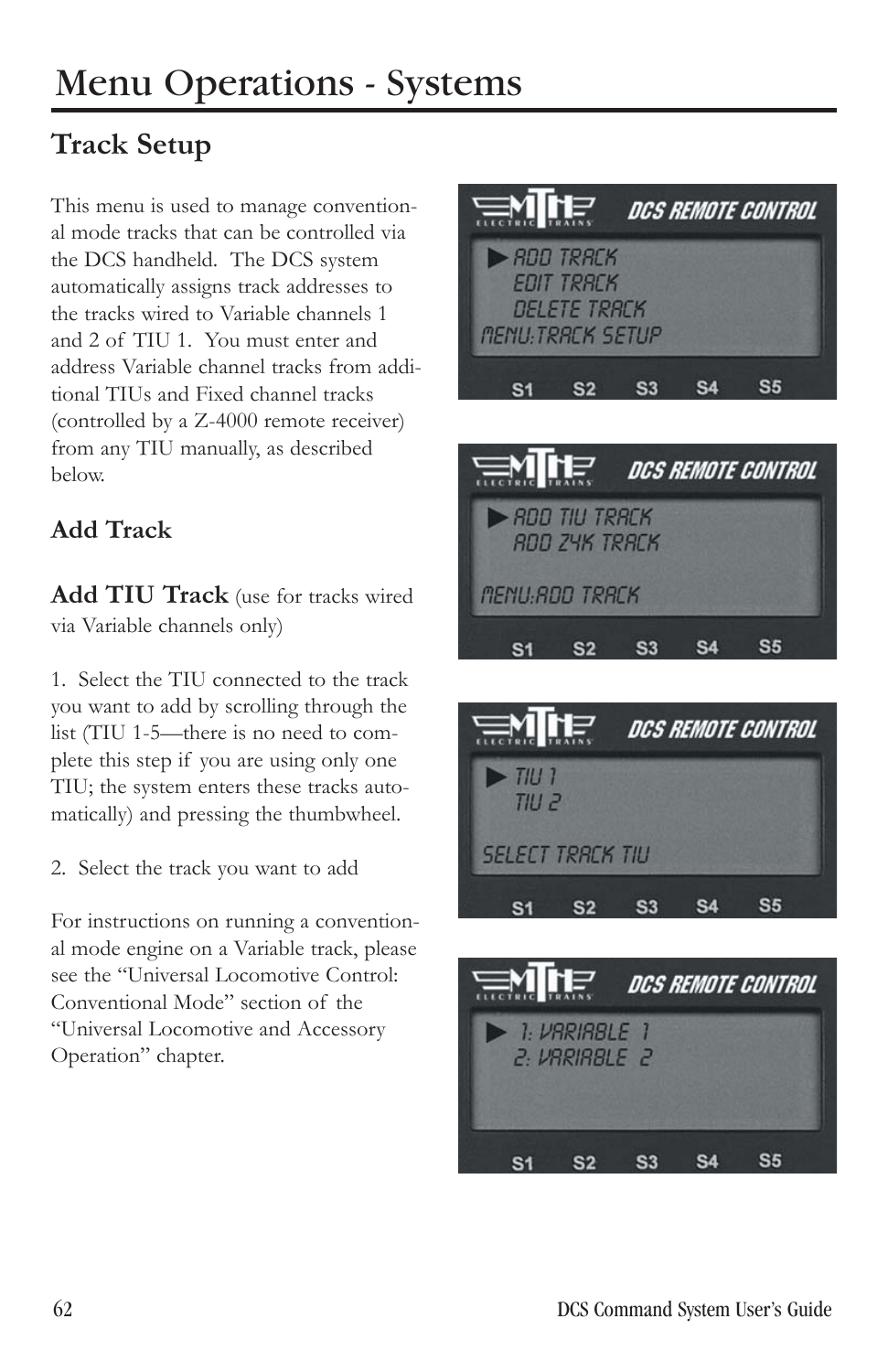# Menu Operations - Systems

## Track Setup

This menu is used to manage conventional mode tracks that can be controlled via the DCS handheld. The DCS system automatically assigns track addresses to the tracks wired to Variable channels 1 and 2 of TIU 1. You must enter and address Variable channel tracks from additional TIUs and Fixed channel tracks (controlled by a Z-4000 remote receiver) from any TIU manually, as described below.

### Add Track

**Add TIU Track** (use for tracks wired via Variable channels only)

1. Select the TIU connected to the track you want to add by scrolling through the list (TIU 1-5—there is no need to complete this step if you are using only one TIU; the system enters these tracks automatically) and pressing the thumbwheel.

2. Select the track you want to add

For instructions on running a conventional mode engine on a Variable track, please see the "Universal Locomotive Control: Conventional Mode" section of the "Universal Locomotive and Accessory Operation" chapter.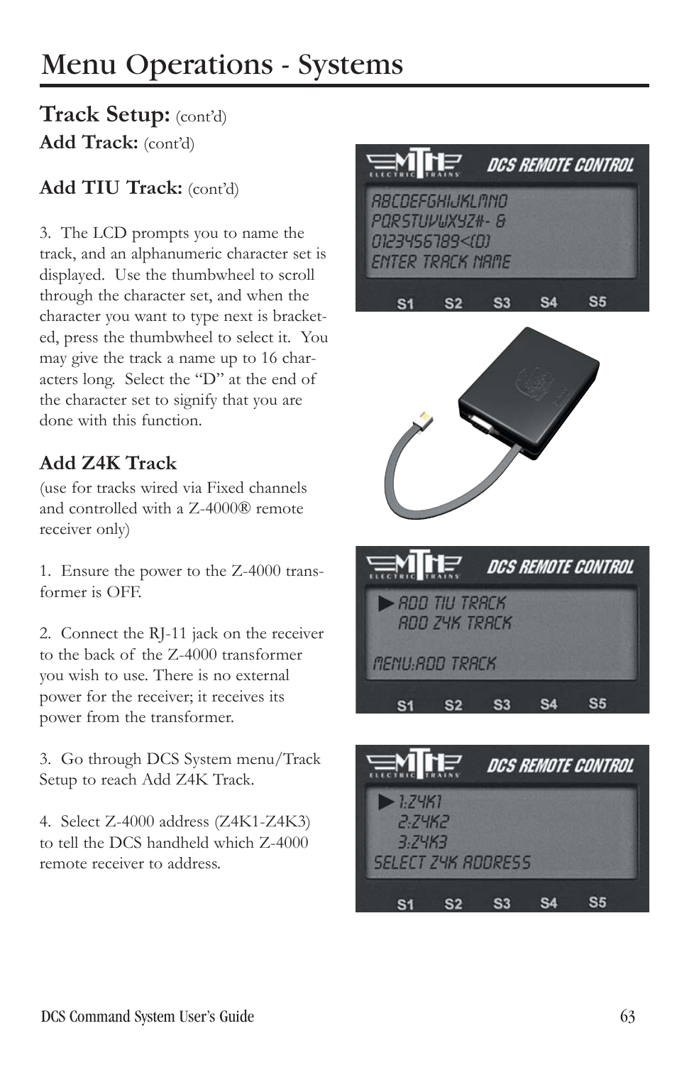# Menu Operations - Systems

## Track Setup: (cont'd)

### Add Track: (cont'd)

### Add TIU Track: (cont'd)

3. The LCD prompts you to name the track, and an alphanumeric character set is displayed. Use the thumbwheel to scroll through the character set, and when the character you want to type next is bracketed, press the thumbwheel to select it. You may give the track a name up to 16 characters long. Select the "D" at the end of the character set to signify that you are done with this function.

### Add Z4K Track

(use for tracks wired via Fixed channels and controlled with a Z-4000® remote receiver only)

1. Ensure the power to the Z-4000 transformer is OFF.

2. Connect the RJ-11 jack on the receiver to the back of the Z-4000 transformer you wish to use. There is no external power for the receiver; it receives its power from the transformer.

3. Go through DCS System menu/Track Setup to reach Add Z4K Track.

4. Select Z-4000 address (Z4K1-Z4K3) to tell the DCS handheld which Z-4000 remote receiver to address.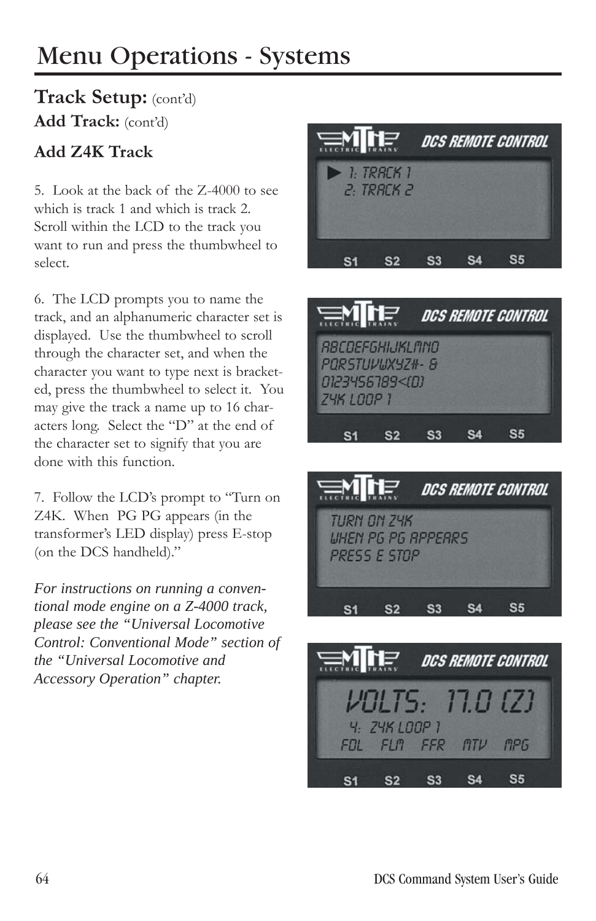# Menu Operations - Systems

## Track Setup: (cont'd)

### Add Track: (cont'd)

### Add Z4K Track

5. Look at the back of the Z-4000 to see which is track 1 and which is track 2. Scroll within the LCD to the track you want to run and press the thumbwheel to select.

6. The LCD prompts you to name the track, and an alphanumeric character set is displayed. Use the thumbwheel to scroll through the character set, and when the character you want to type next is bracketed, press the thumbwheel to select it. You may give the track a name up to 16 characters long. Select the "D" at the end of the character set to signify that you are done with this function.

7. Follow the LCD's prompt to "Turn on Z4K. When PG PG appears (in the transformer's LED display) press E-stop (on the DCS handheld)."

*For instructions on running a conventional mode engine on a Z-4000 track, please see the "Universal Locomotive Control: Conventional Mode" section of the "Universal Locomotive and Accessory Operation" chapter.*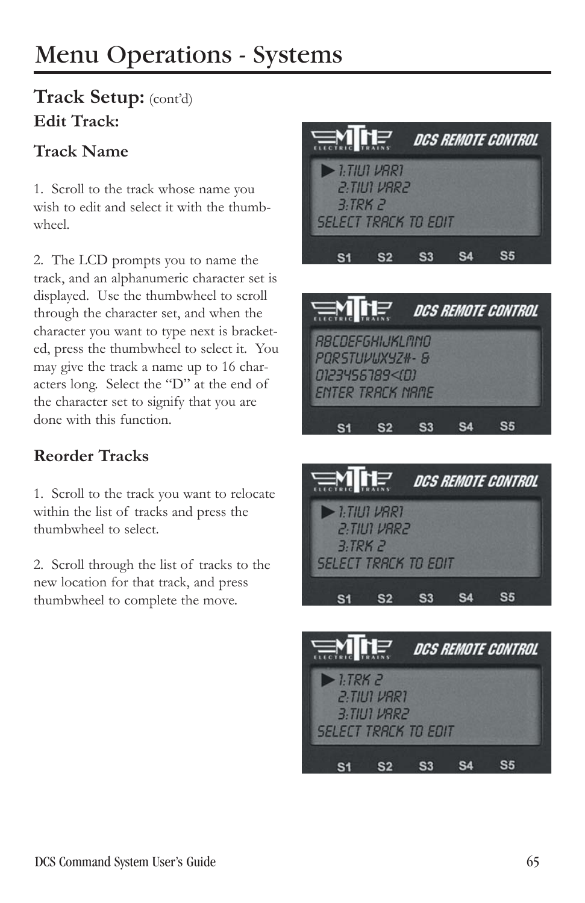# Menu Operations - Systems

## Track Setup: (cont'd)

### Edit Track:

### Track Name

1. Scroll to the track whose name you wish to edit and select it with the thumbwheel.

2. The LCD prompts you to name the track, and an alphanumeric character set is displayed. Use the thumbwheel to scroll through the character set, and when the character you want to type next is bracketed, press the thumbwheel to select it. You may give the track a name up to 16 characters long. Select the "D" at the end of the character set to signify that you are done with this function.

### Reorder Tracks

1. Scroll to the track you want to relocate within the list of tracks and press the thumbwheel to select.

2. Scroll through the list of tracks to the new location for that track, and press thumbwheel to complete the move.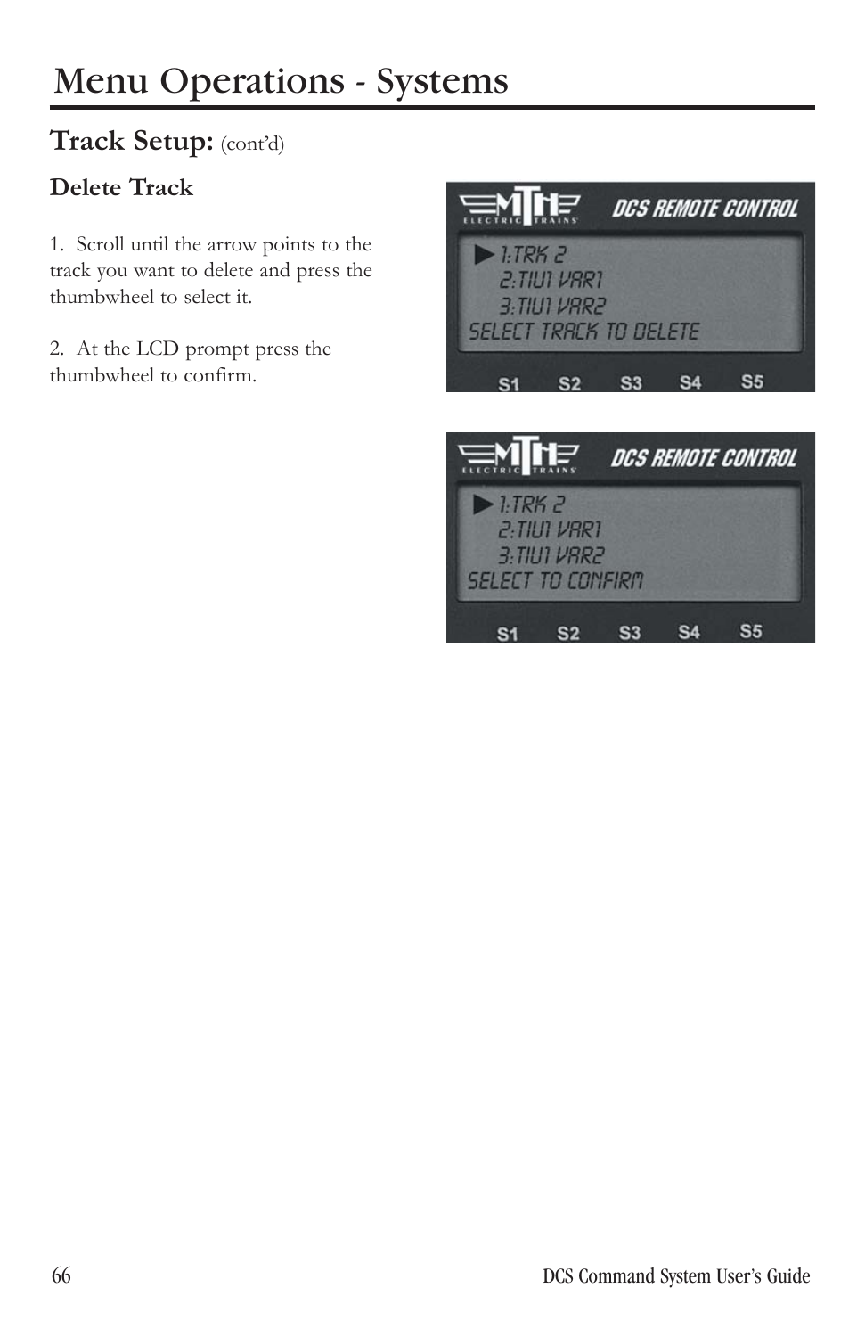# Menu Operations - Systems

## Track Setup: (cont'd)

### Delete Track

1. Scroll until the arrow points to the track you want to delete and press the thumbwheel to select it.

2. At the LCD prompt press the thumbwheel to confirm.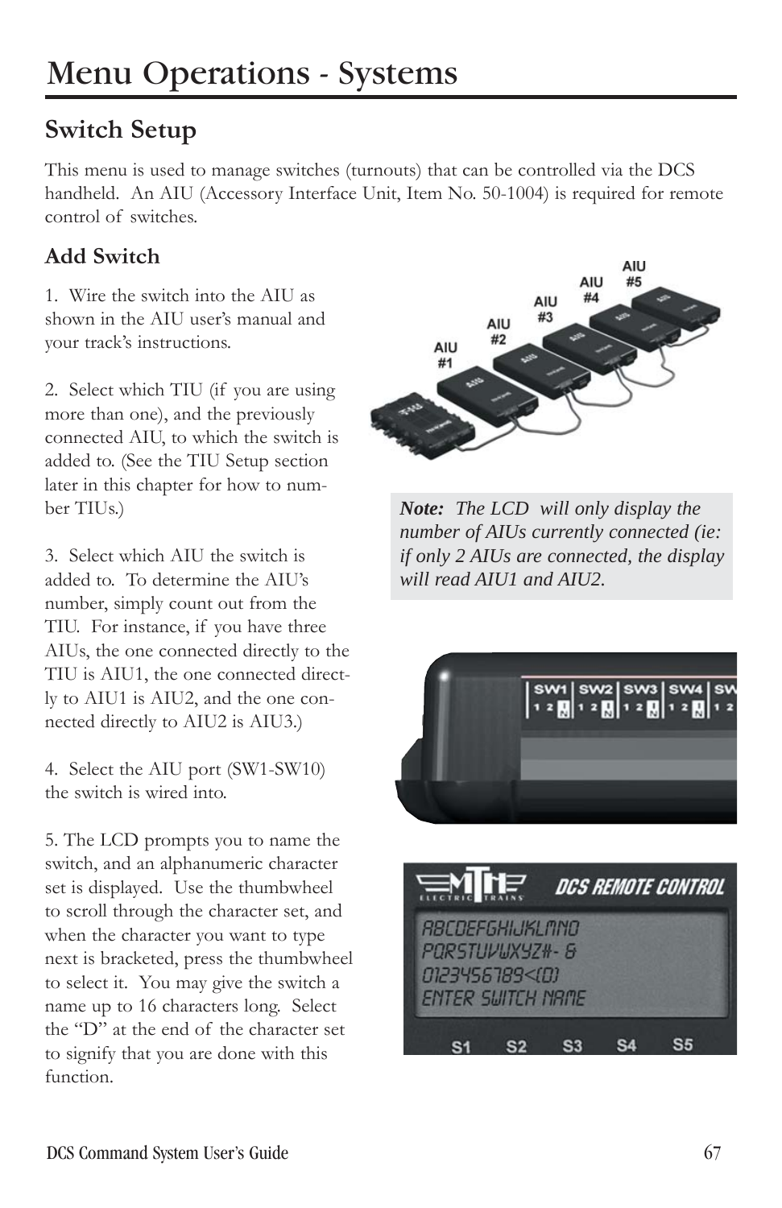# Menu Operations - Systems

## Switch Setup

This menu is used to manage switches (turnouts) that can be controlled via the DCS handheld. An AIU (Accessory Interface Unit, Item No. 50-1004) is required for remote control of switches.

### Add Switch

1. Wire the switch into the AIU as shown in the AIU user's manual and your track's instructions.

2. Select which TIU (if you are using more than one), and the previously connected AIU, to which the switch is added to. (See the TIU Setup section later in this chapter for how to number TIUs.)

3. Select which AIU the switch is added to. To determine the AIU's number, simply count out from the TIU. For instance, if you have three AIUs, the one connected directly to the TIU is AIU1, the one connected directly to AIU1 is AIU2, and the one connected directly to AIU2 is AIU3.)

4. Select the AIU port (SW1-SW10) the switch is wired into.

5. The LCD prompts you to name the switch, and an alphanumeric character set is displayed. Use the thumbwheel to scroll through the character set, and when the character you want to type next is bracketed, press the thumbwheel to select it. You may give the switch a name up to 16 characters long. Select the "D" at the end of the character set to signify that you are done with this function.

***Note:*** *The LCD will only display the number of AIUs currently connected (ie: if only 2 AIUs are connected, the display will read AIU1 and AIU2.*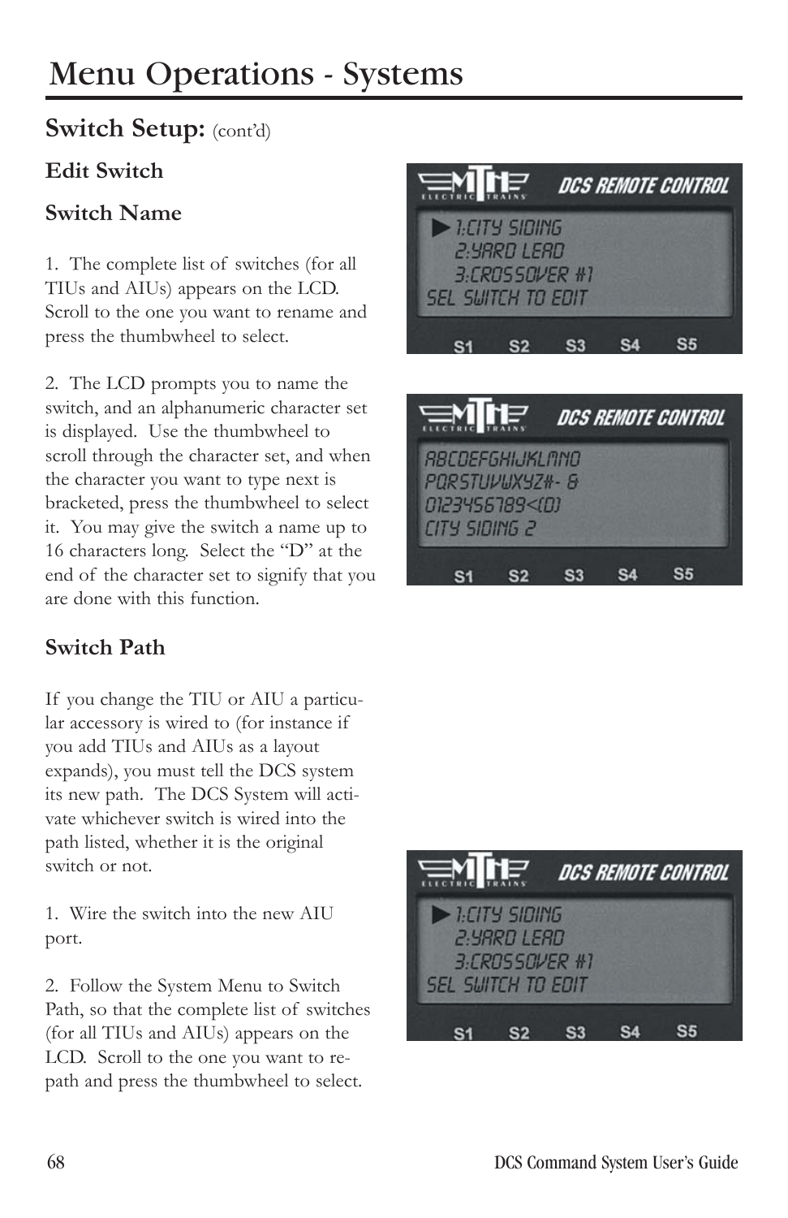# Menu Operations - Systems

## Switch Setup: (cont'd)

### Edit Switch

### Switch Name

1. The complete list of switches (for all TIUs and AIUs) appears on the LCD. Scroll to the one you want to rename and press the thumbwheel to select.

2. The LCD prompts you to name the switch, and an alphanumeric character set is displayed. Use the thumbwheel to scroll through the character set, and when the character you want to type next is bracketed, press the thumbwheel to select it. You may give the switch a name up to 16 characters long. Select the "D" at the end of the character set to signify that you are done with this function.

### Switch Path

If you change the TIU or AIU a particular accessory is wired to (for instance if you add TIUs and AIUs as a layout expands), you must tell the DCS system its new path. The DCS System will activate whichever switch is wired into the path listed, whether it is the original switch or not.

1. Wire the switch into the new AIU port.

2. Follow the System Menu to Switch Path, so that the complete list of switches (for all TIUs and AIUs) appears on the LCD. Scroll to the one you want to re-path and press the thumbwheel to select.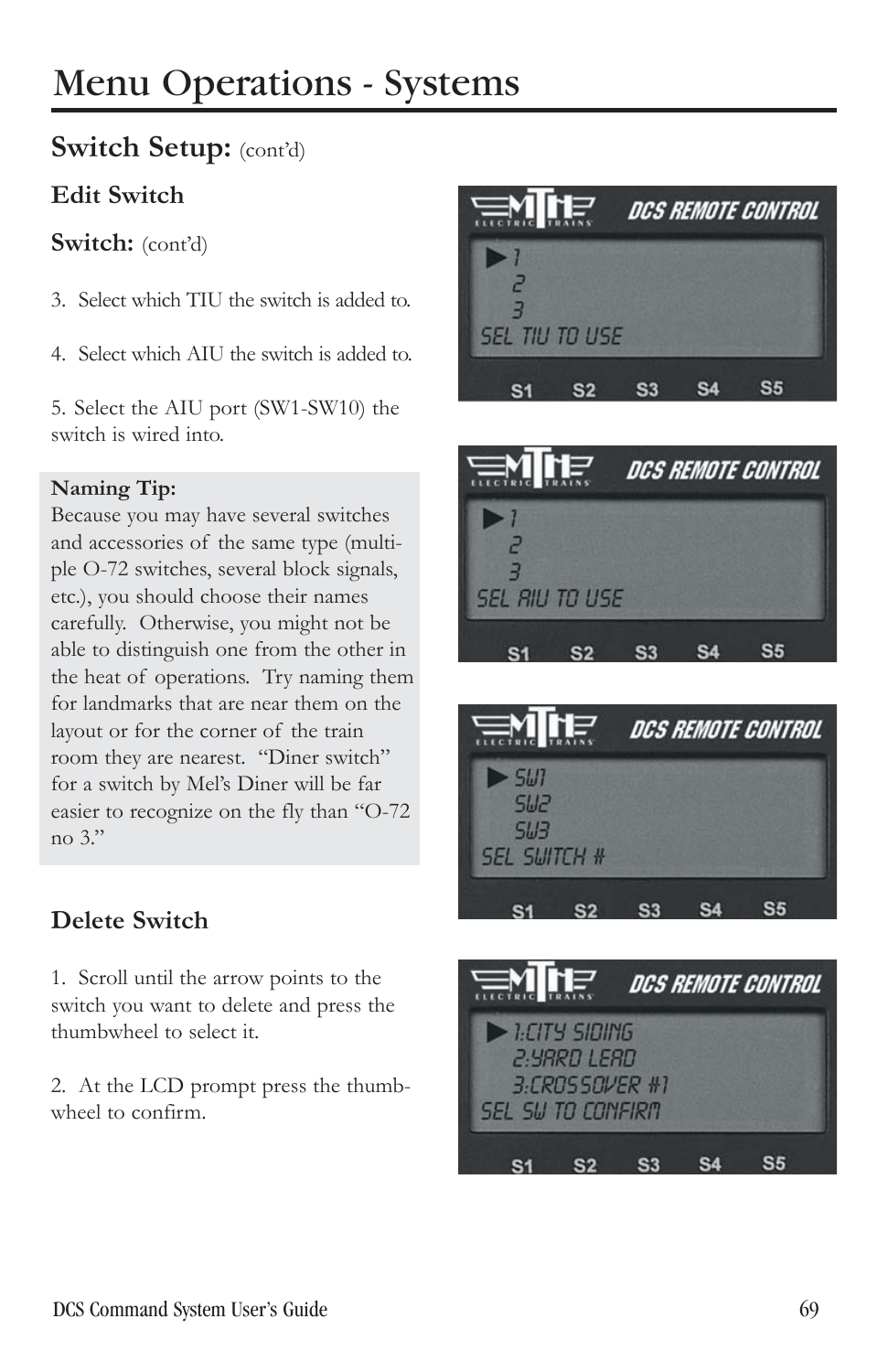# Menu Operations - Systems

## Switch Setup: (cont'd)

### Edit Switch

### Switch: (cont'd)

3. Select which TIU the switch is added to.

4. Select which AIU the switch is added to.

5. Select the AIU port (SW1-SW10) the switch is wired into.

**Naming Tip:**
Because you may have several switches and accessories of the same type (multiple O-72 switches, several block signals, etc.), you should choose their names carefully. Otherwise, you might not be able to distinguish one from the other in the heat of operations. Try naming them for landmarks that are near them on the layout or for the corner of the train room they are nearest. "Diner switch" for a switch by Mel's Diner will be far easier to recognize on the fly than "O-72 no 3."

### Delete Switch

1. Scroll until the arrow points to the switch you want to delete and press the thumbwheel to select it.

2. At the LCD prompt press the thumbwheel to confirm.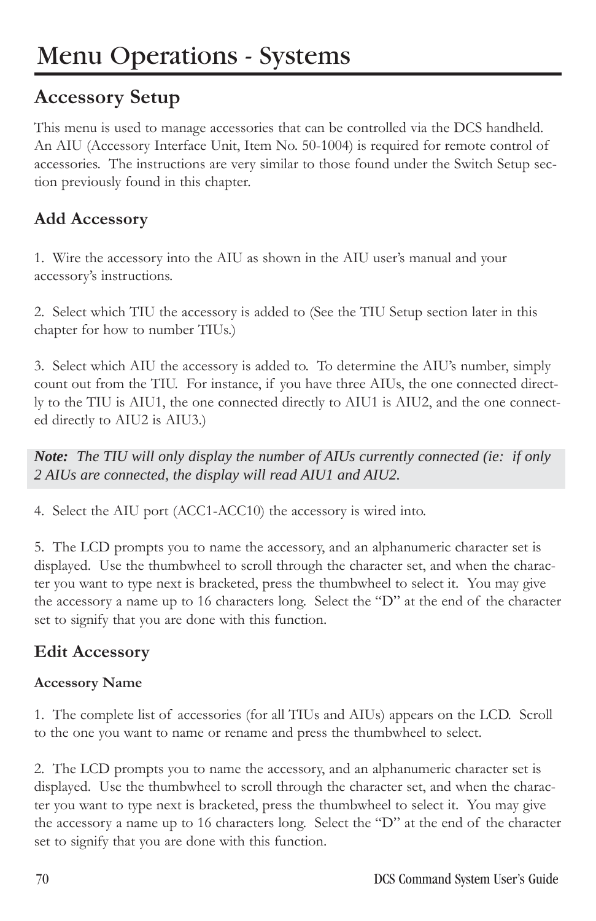# Menu Operations - Systems

## Accessory Setup

This menu is used to manage accessories that can be controlled via the DCS handheld. An AIU (Accessory Interface Unit, Item No. 50-1004) is required for remote control of accessories. The instructions are very similar to those found under the Switch Setup section previously found in this chapter.

### Add Accessory

1. Wire the accessory into the AIU as shown in the AIU user's manual and your accessory's instructions.

2. Select which TIU the accessory is added to (See the TIU Setup section later in this chapter for how to number TIUs.)

3. Select which AIU the accessory is added to. To determine the AIU's number, simply count out from the TIU. For instance, if you have three AIUs, the one connected directly to the TIU is AIU1, the one connected directly to AIU1 is AIU2, and the one connected directly to AIU2 is AIU3.)

***Note:** The TIU will only display the number of AIUs currently connected (ie: if only 2 AIUs are connected, the display will read AIU1 and AIU2.*

4. Select the AIU port (ACC1-ACC10) the accessory is wired into.

5. The LCD prompts you to name the accessory, and an alphanumeric character set is displayed. Use the thumbwheel to scroll through the character set, and when the character you want to type next is bracketed, press the thumbwheel to select it. You may give the accessory a name up to 16 characters long. Select the "D" at the end of the character set to signify that you are done with this function.

### Edit Accessory

#### Accessory Name

1. The complete list of accessories (for all TIUs and AIUs) appears on the LCD. Scroll to the one you want to name or rename and press the thumbwheel to select.

2. The LCD prompts you to name the accessory, and an alphanumeric character set is displayed. Use the thumbwheel to scroll through the character set, and when the character you want to type next is bracketed, press the thumbwheel to select it. You may give the accessory a name up to 16 characters long. Select the "D" at the end of the character set to signify that you are done with this function.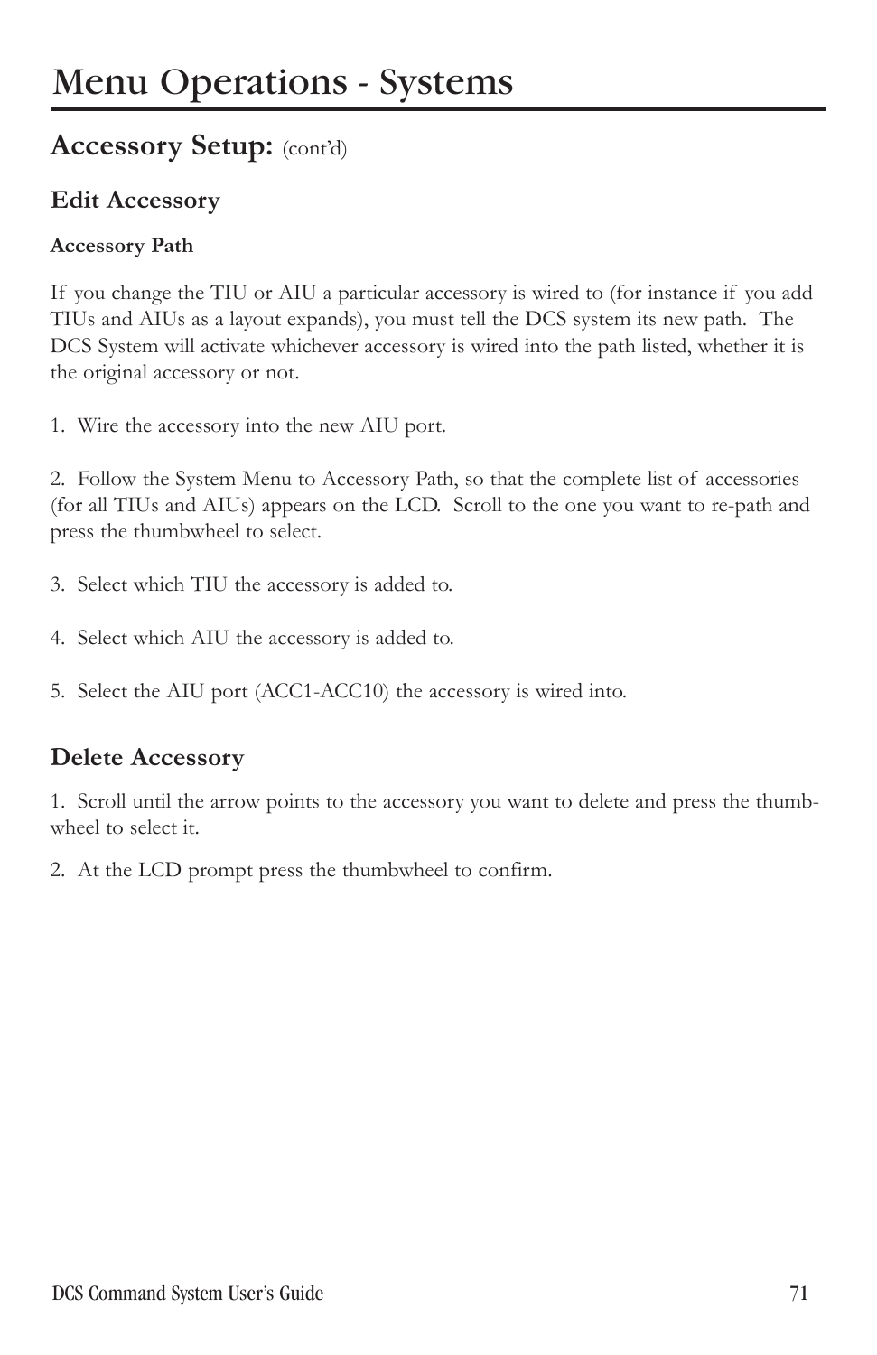# Menu Operations - Systems

## Accessory Setup: (cont'd)

### Edit Accessory

#### Accessory Path

If you change the TIU or AIU a particular accessory is wired to (for instance if you add TIUs and AIUs as a layout expands), you must tell the DCS system its new path. The DCS System will activate whichever accessory is wired into the path listed, whether it is the original accessory or not.

1. Wire the accessory into the new AIU port.

2. Follow the System Menu to Accessory Path, so that the complete list of accessories (for all TIUs and AIUs) appears on the LCD. Scroll to the one you want to re-path and press the thumbwheel to select.

3. Select which TIU the accessory is added to.

4. Select which AIU the accessory is added to.

5. Select the AIU port (ACC1-ACC10) the accessory is wired into.

### Delete Accessory

1. Scroll until the arrow points to the accessory you want to delete and press the thumbwheel to select it.

2. At the LCD prompt press the thumbwheel to confirm.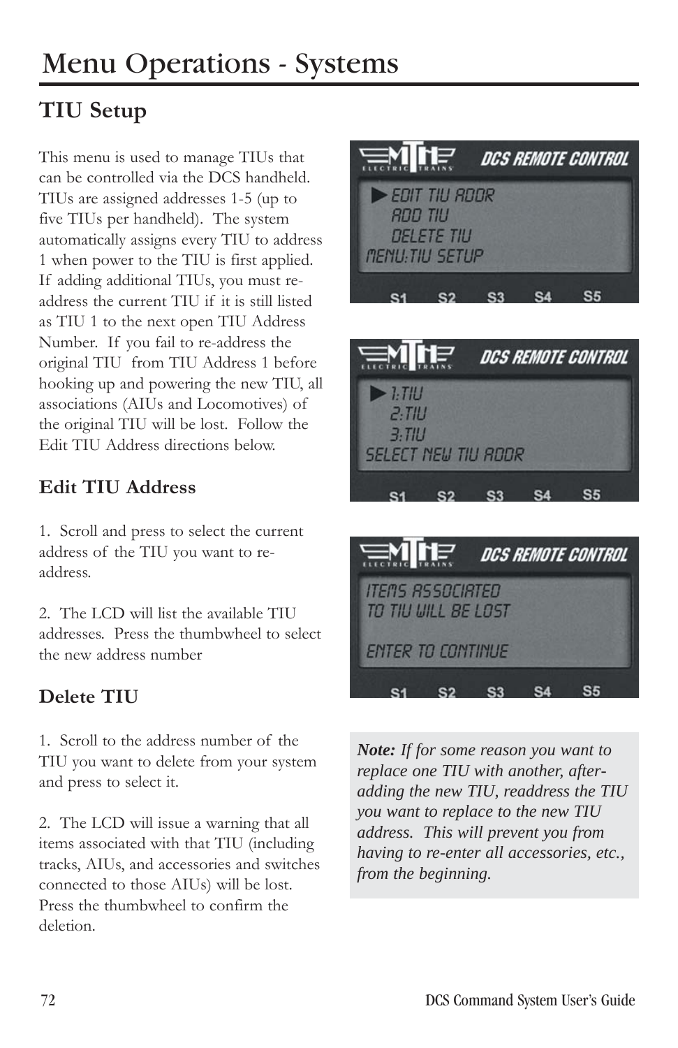# Menu Operations - Systems

## TIU Setup

This menu is used to manage TIUs that can be controlled via the DCS handheld. TIUs are assigned addresses 1-5 (up to five TIUs per handheld). The system automatically assigns every TIU to address 1 when power to the TIU is first applied. If adding additional TIUs, you must re-address the current TIU if it is still listed as TIU 1 to the next open TIU Address Number. If you fail to re-address the original TIU from TIU Address 1 before hooking up and powering the new TIU, all associations (AIUs and Locomotives) of the original TIU will be lost. Follow the Edit TIU Address directions below.

### Edit TIU Address

1. Scroll and press to select the current address of the TIU you want to re-address.

2. The LCD will list the available TIU addresses. Press the thumbwheel to select the new address number

### Delete TIU

1. Scroll to the address number of the TIU you want to delete from your system and press to select it.

2. The LCD will issue a warning that all items associated with that TIU (including tracks, AIUs, and accessories and switches connected to those AIUs) will be lost. Press the thumbwheel to confirm the deletion.

***Note:*** *If for some reason you want to replace one TIU with another, after-adding the new TIU, readdress the TIU you want to replace to the new TIU address. This will prevent you from having to re-enter all accessories, etc., from the beginning.*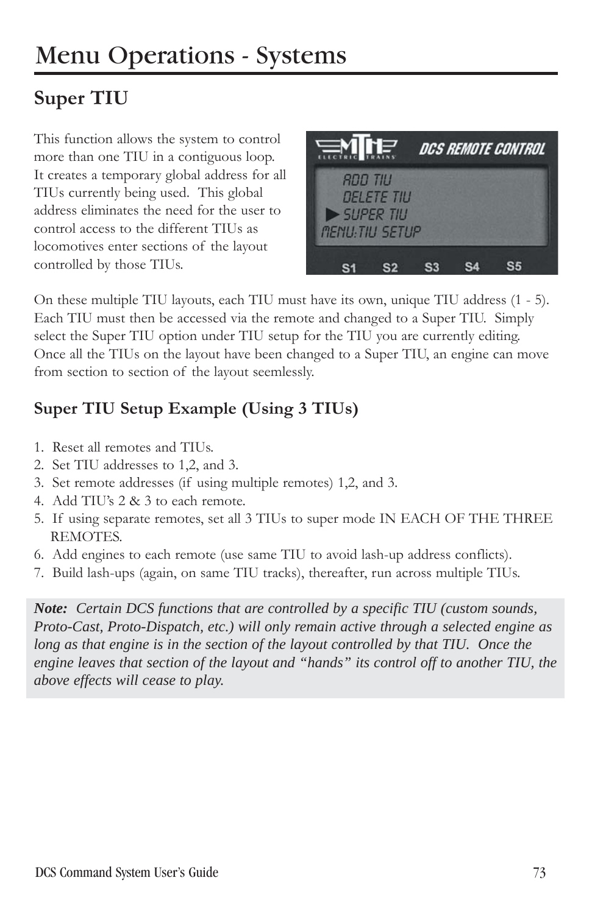# Menu Operations - Systems

## Super TIU

This function allows the system to control more than one TIU in a contiguous loop. It creates a temporary global address for all TIUs currently being used. This global address eliminates the need for the user to control access to the different TIUs as locomotives enter sections of the layout controlled by those TIUs.

On these multiple TIU layouts, each TIU must have its own, unique TIU address (1 - 5). Each TIU must then be accessed via the remote and changed to a Super TIU. Simply select the Super TIU option under TIU setup for the TIU you are currently editing. Once all the TIUs on the layout have been changed to a Super TIU, an engine can move from section to section of the layout seemlessly.

### Super TIU Setup Example (Using 3 TIUs)

1. Reset all remotes and TIUs.
2. Set TIU addresses to 1,2, and 3.
3. Set remote addresses (if using multiple remotes) 1,2, and 3.
4. Add TIU's 2 & 3 to each remote.
5. If using separate remotes, set all 3 TIUs to super mode IN EACH OF THE THREE REMOTES.
6. Add engines to each remote (use same TIU to avoid lash-up address conflicts).
7. Build lash-ups (again, on same TIU tracks), thereafter, run across multiple TIUs.

***Note:*** *Certain DCS functions that are controlled by a specific TIU (custom sounds, Proto-Cast, Proto-Dispatch, etc.) will only remain active through a selected engine as long as that engine is in the section of the layout controlled by that TIU. Once the engine leaves that section of the layout and "hands" its control off to another TIU, the above effects will cease to play.*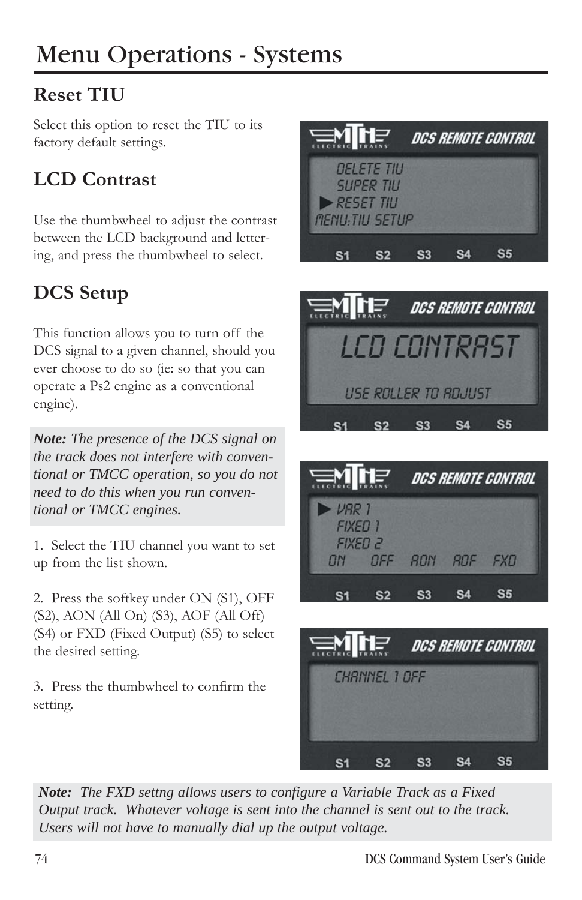# Menu Operations - Systems

## Reset TIU

Select this option to reset the TIU to its factory default settings.

## LCD Contrast

Use the thumbwheel to adjust the contrast between the LCD background and lettering, and press the thumbwheel to select.

## DCS Setup

This function allows you to turn off the DCS signal to a given channel, should you ever choose to do so (ie: so that you can operate a Ps2 engine as a conventional engine).

***Note:*** *The presence of the DCS signal on the track does not interfere with conventional or TMCC operation, so you do not need to do this when you run conventional or TMCC engines.*

1. Select the TIU channel you want to set up from the list shown.

2. Press the softkey under ON (S1), OFF (S2), AON (All On) (S3), AOF (All Off) (S4) or FXD (Fixed Output) (S5) to select the desired setting.

3. Press the thumbwheel to confirm the setting.

***Note:*** *The FXD settng allows users to configure a Variable Track as a Fixed Output track. Whatever voltage is sent into the channel is sent out to the track. Users will not have to manually dial up the output voltage.*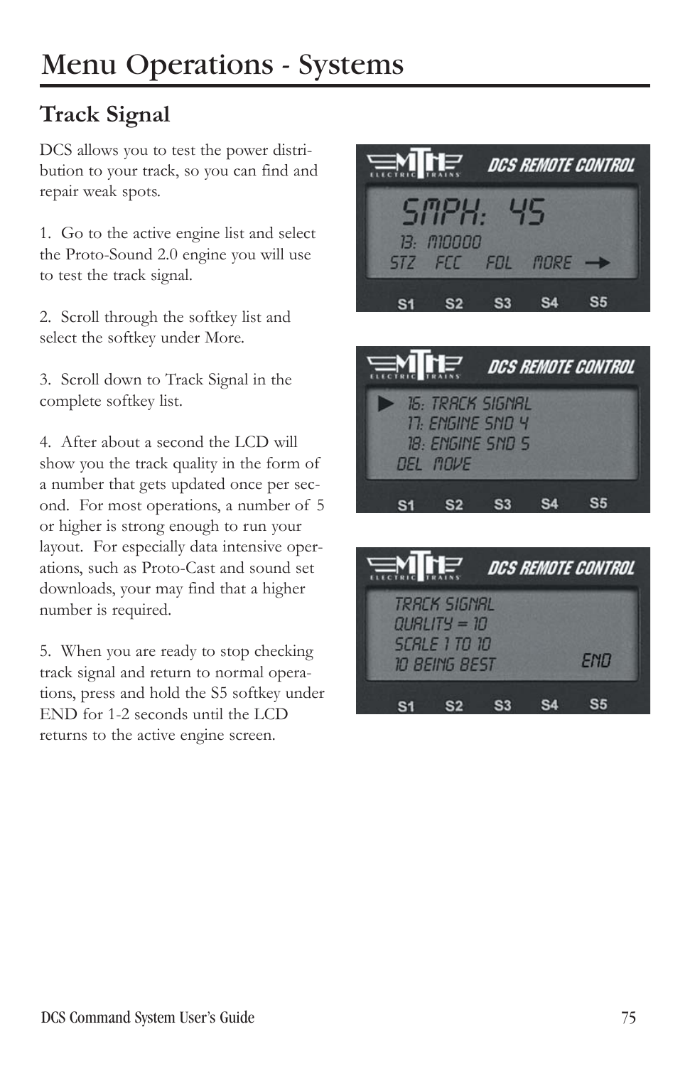# Menu Operations - Systems

## Track Signal

DCS allows you to test the power distribution to your track, so you can find and repair weak spots.

1. Go to the active engine list and select the Proto-Sound 2.0 engine you will use to test the track signal.

2. Scroll through the softkey list and select the softkey under More.

3. Scroll down to Track Signal in the complete softkey list.

4. After about a second the LCD will show you the track quality in the form of a number that gets updated once per second. For most operations, a number of 5 or higher is strong enough to run your layout. For especially data intensive operations, such as Proto-Cast and sound set downloads, your may find that a higher number is required.

5. When you are ready to stop checking track signal and return to normal operations, press and hold the S5 softkey under END for 1-2 seconds until the LCD returns to the active engine screen.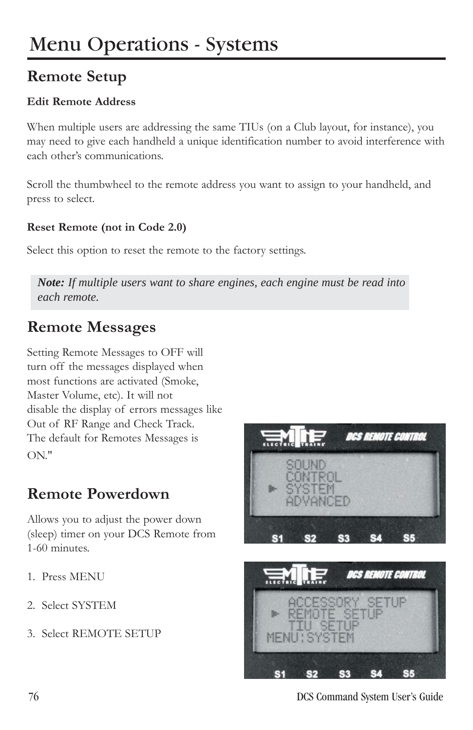# Menu Operations - Systems

## Remote Setup

**Edit Remote Address**

When multiple users are addressing the same TIUs (on a Club layout, for instance), you may need to give each handheld a unique identification number to avoid interference with each other's communications.

Scroll the thumbwheel to the remote address you want to assign to your handheld, and press to select.

**Reset Remote (not in Code 2.0)**

Select this option to reset the remote to the factory settings.

> ***Note:*** *If multiple users want to share engines, each engine must be read into each remote.*

## Remote Messages

Setting Remote Messages to OFF will turn off the messages displayed when most functions are activated (Smoke, Master Volume, etc). It will not disable the display of errors messages like Out of RF Range and Check Track. The default for Remotes Messages is ON."

## Remote Powerdown

Allows you to adjust the power down (sleep) timer on your DCS Remote from 1-60 minutes.

1. Press MENU
2. Select SYSTEM
3. Select REMOTE SETUP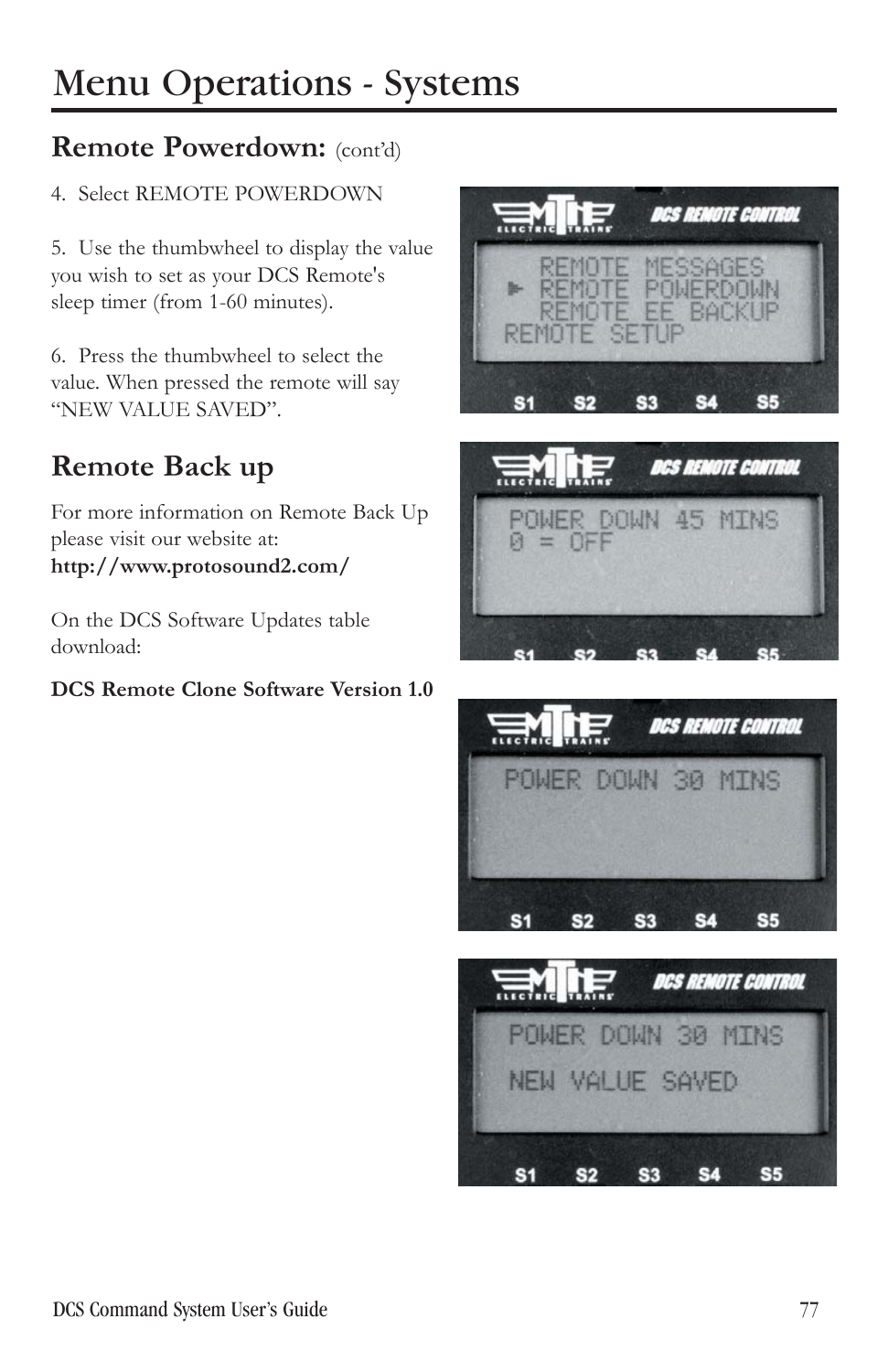# Menu Operations - Systems

## Remote Powerdown: (cont'd)

4. Select REMOTE POWERDOWN

5. Use the thumbwheel to display the value you wish to set as your DCS Remote's sleep timer (from 1-60 minutes).

6. Press the thumbwheel to select the value. When pressed the remote will say "NEW VALUE SAVED".

## Remote Back up

For more information on Remote Back Up please visit our website at:
**http://www.protosound2.com/**

On the DCS Software Updates table download:

**DCS Remote Clone Software Version 1.0**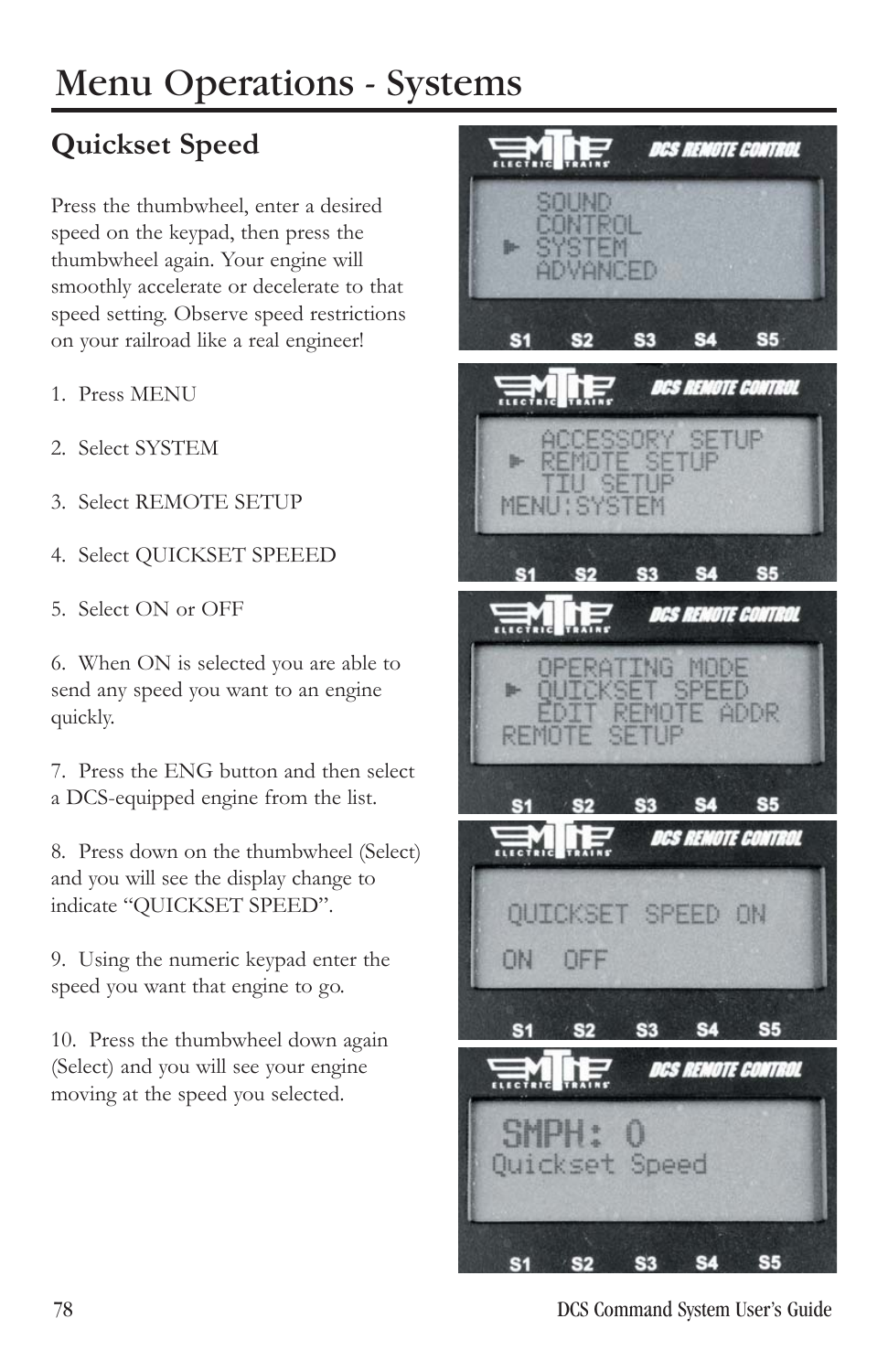# Menu Operations - Systems

## Quickset Speed

Press the thumbwheel, enter a desired speed on the keypad, then press the thumbwheel again. Your engine will smoothly accelerate or decelerate to that speed setting. Observe speed restrictions on your railroad like a real engineer!

1. Press MENU

2. Select SYSTEM

3. Select REMOTE SETUP

4. Select QUICKSET SPEEED

5. Select ON or OFF

6. When ON is selected you are able to send any speed you want to an engine quickly.

7. Press the ENG button and then select a DCS-equipped engine from the list.

8. Press down on the thumbwheel (Select) and you will see the display change to indicate "QUICKSET SPEED".

9. Using the numeric keypad enter the speed you want that engine to go.

10. Press the thumbwheel down again (Select) and you will see your engine moving at the speed you selected.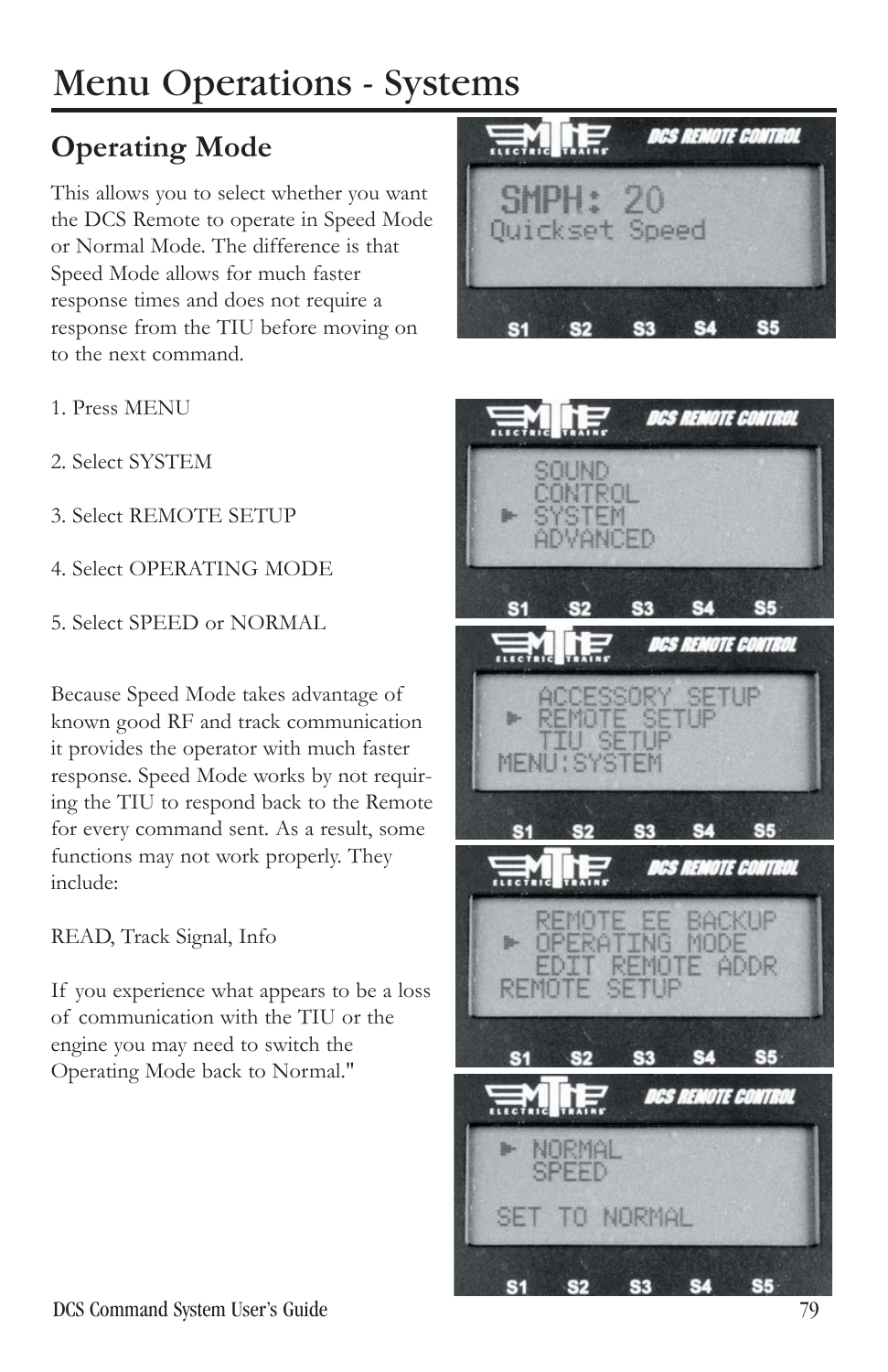# Menu Operations - Systems

## Operating Mode

This allows you to select whether you want the DCS Remote to operate in Speed Mode or Normal Mode. The difference is that Speed Mode allows for much faster response times and does not require a response from the TIU before moving on to the next command.

1. Press MENU

2. Select SYSTEM

3. Select REMOTE SETUP

4. Select OPERATING MODE

5. Select SPEED or NORMAL

Because Speed Mode takes advantage of known good RF and track communication it provides the operator with much faster response. Speed Mode works by not requiring the TIU to respond back to the Remote for every command sent. As a result, some functions may not work properly. They include:

READ, Track Signal, Info

If you experience what appears to be a loss of communication with the TIU or the engine you may need to switch the Operating Mode back to Normal."